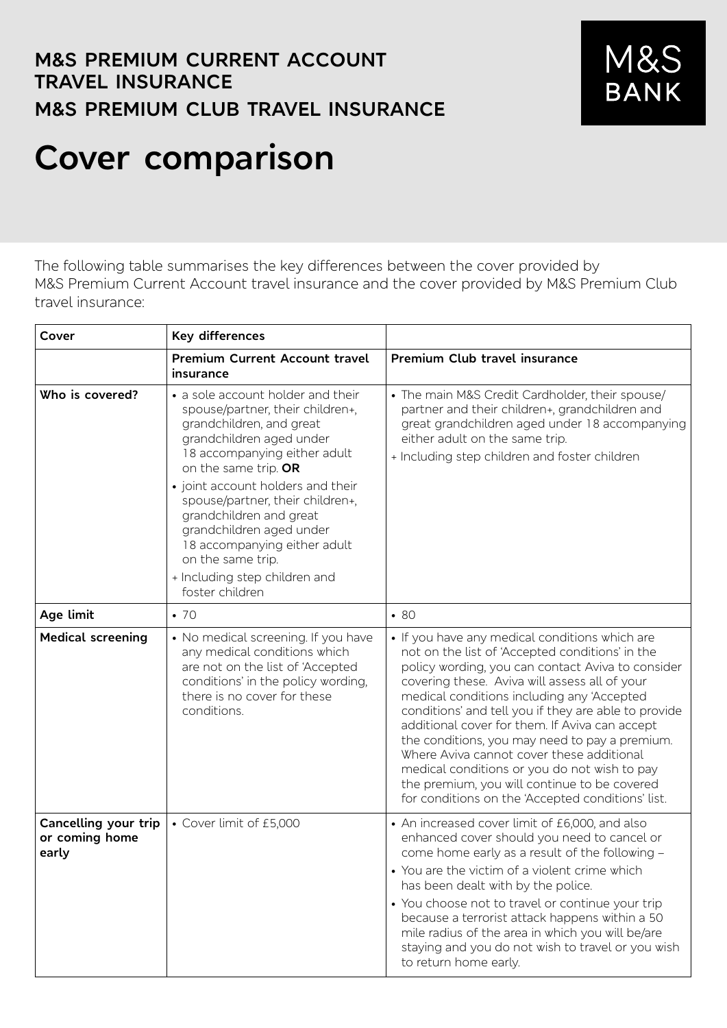# M&S PREMIUM CURRENT ACCOUNT TRAVEL INSURANCE

# M&S PREMIUM CLUB TRAVEL INSURANCE

M&S BANK

# Cover comparison

The following table summarises the key differences between the cover provided by M&S Premium Current Account travel insurance and the cover provided by M&S Premium Club travel insurance:

| Cover | Key differences | |
|---|---|---|
| | **Premium Current Account travel insurance** | **Premium Club travel insurance** |
| **Who is covered?** | • a sole account holder and their spouse/partner, their children+, grandchildren, and great grandchildren aged under 18 accompanying either adult on the same trip. **OR**<br>• joint account holders and their spouse/partner, their children+, grandchildren and great grandchildren aged under 18 accompanying either adult on the same trip.<br>+ Including step children and foster children | • The main M&S Credit Cardholder, their spouse/partner and their children+, grandchildren and great grandchildren aged under 18 accompanying either adult on the same trip.<br>+ Including step children and foster children |
| **Age limit** | • 70 | • 80 |
| **Medical screening** | • No medical screening. If you have any medical conditions which are not on the list of 'Accepted conditions' in the policy wording, there is no cover for these conditions. | • If you have any medical conditions which are not on the list of 'Accepted conditions' in the policy wording, you can contact Aviva to consider covering these. Aviva will assess all of your medical conditions including any 'Accepted conditions' and tell you if they are able to provide additional cover for them. If Aviva can accept the conditions, you may need to pay a premium. Where Aviva cannot cover these additional medical conditions or you do not wish to pay the premium, you will continue to be covered for conditions on the 'Accepted conditions' list. |
| **Cancelling your trip or coming home early** | • Cover limit of £5,000 | • An increased cover limit of £6,000, and also enhanced cover should you need to cancel or come home early as a result of the following –<br>• You are the victim of a violent crime which has been dealt with by the police.<br>• You choose not to travel or continue your trip because a terrorist attack happens within a 50 mile radius of the area in which you will be/are staying and you do not wish to travel or you wish to return home early. |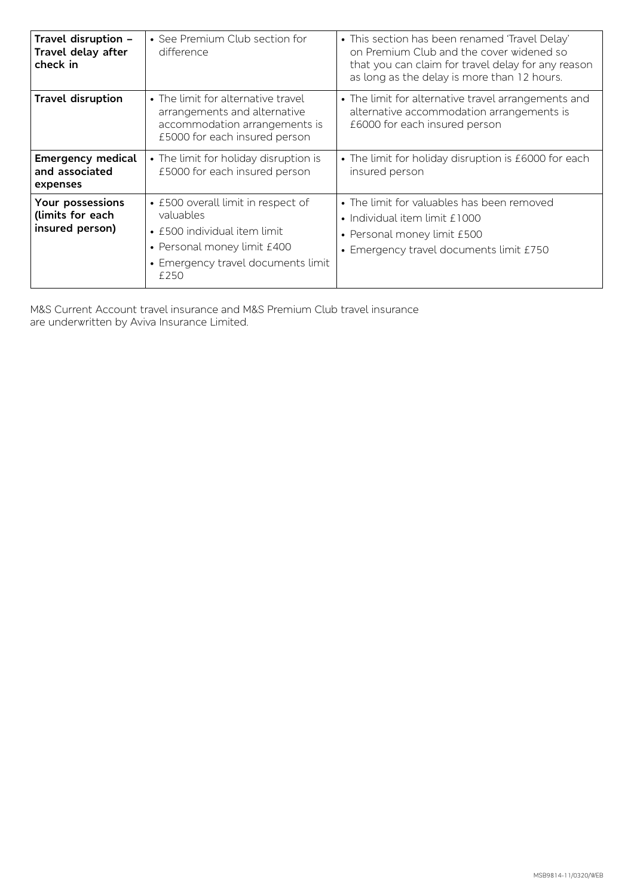| | | |
|---|---|---|
| **Travel disruption – Travel delay after check in** | • See Premium Club section for difference | • This section has been renamed 'Travel Delay' on Premium Club and the cover widened so that you can claim for travel delay for any reason as long as the delay is more than 12 hours. |
| **Travel disruption** | • The limit for alternative travel arrangements and alternative accommodation arrangements is £5000 for each insured person | • The limit for alternative travel arrangements and alternative accommodation arrangements is £6000 for each insured person |
| **Emergency medical and associated expenses** | • The limit for holiday disruption is £5000 for each insured person | • The limit for holiday disruption is £6000 for each insured person |
| **Your possessions (limits for each insured person)** | • £500 overall limit in respect of valuables<br>• £500 individual item limit<br>• Personal money limit £400<br>• Emergency travel documents limit £250 | • The limit for valuables has been removed<br>• Individual item limit £1000<br>• Personal money limit £500<br>• Emergency travel documents limit £750 |

M&S Current Account travel insurance and M&S Premium Club travel insurance are underwritten by Aviva Insurance Limited.

MSB9814-11/0320/WEB